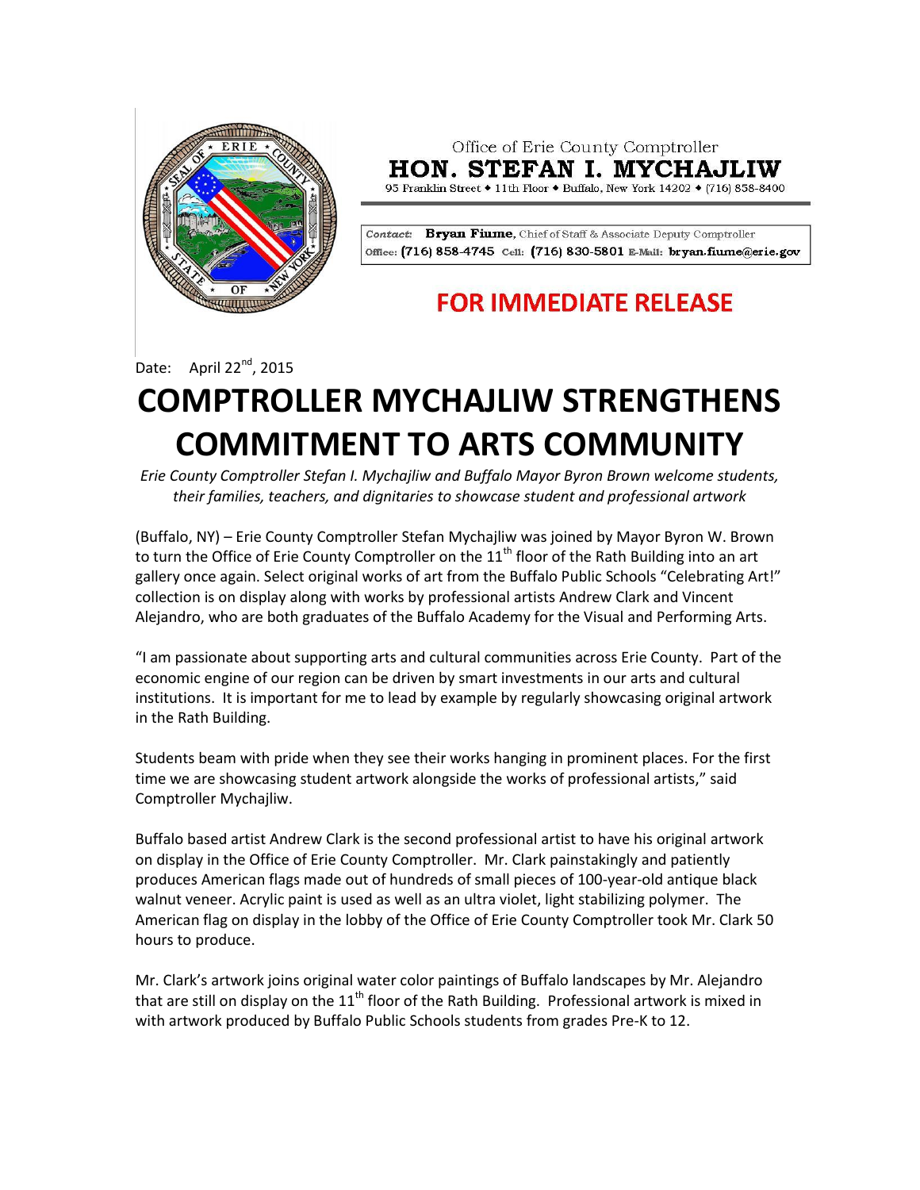Office of Erie County Comptroller

**HON. STEFAN I. MYCHAJLIW**

95 Franklin Street • 11th Floor • Buffalo, New York 14202 • (716) 858-8400

*Contact:* **Bryan Fiume**, Chief of Staff & Associate Deputy Comptroller
Office: (716) 858-4745 Cell: (716) 830-5801 E-Mail: bryan.fiume@erie.gov

**FOR IMMEDIATE RELEASE**

Date: April 22nd, 2015

# COMPTROLLER MYCHAJLIW STRENGTHENS COMMITMENT TO ARTS COMMUNITY

*Erie County Comptroller Stefan I. Mychajliw and Buffalo Mayor Byron Brown welcome students, their families, teachers, and dignitaries to showcase student and professional artwork*

(Buffalo, NY) – Erie County Comptroller Stefan Mychajliw was joined by Mayor Byron W. Brown to turn the Office of Erie County Comptroller on the 11th floor of the Rath Building into an art gallery once again. Select original works of art from the Buffalo Public Schools "Celebrating Art!" collection is on display along with works by professional artists Andrew Clark and Vincent Alejandro, who are both graduates of the Buffalo Academy for the Visual and Performing Arts.

"I am passionate about supporting arts and cultural communities across Erie County. Part of the economic engine of our region can be driven by smart investments in our arts and cultural institutions. It is important for me to lead by example by regularly showcasing original artwork in the Rath Building.

Students beam with pride when they see their works hanging in prominent places. For the first time we are showcasing student artwork alongside the works of professional artists," said Comptroller Mychajliw.

Buffalo based artist Andrew Clark is the second professional artist to have his original artwork on display in the Office of Erie County Comptroller. Mr. Clark painstakingly and patiently produces American flags made out of hundreds of small pieces of 100-year-old antique black walnut veneer. Acrylic paint is used as well as an ultra violet, light stabilizing polymer. The American flag on display in the lobby of the Office of Erie County Comptroller took Mr. Clark 50 hours to produce.

Mr. Clark's artwork joins original water color paintings of Buffalo landscapes by Mr. Alejandro that are still on display on the 11th floor of the Rath Building. Professional artwork is mixed in with artwork produced by Buffalo Public Schools students from grades Pre-K to 12.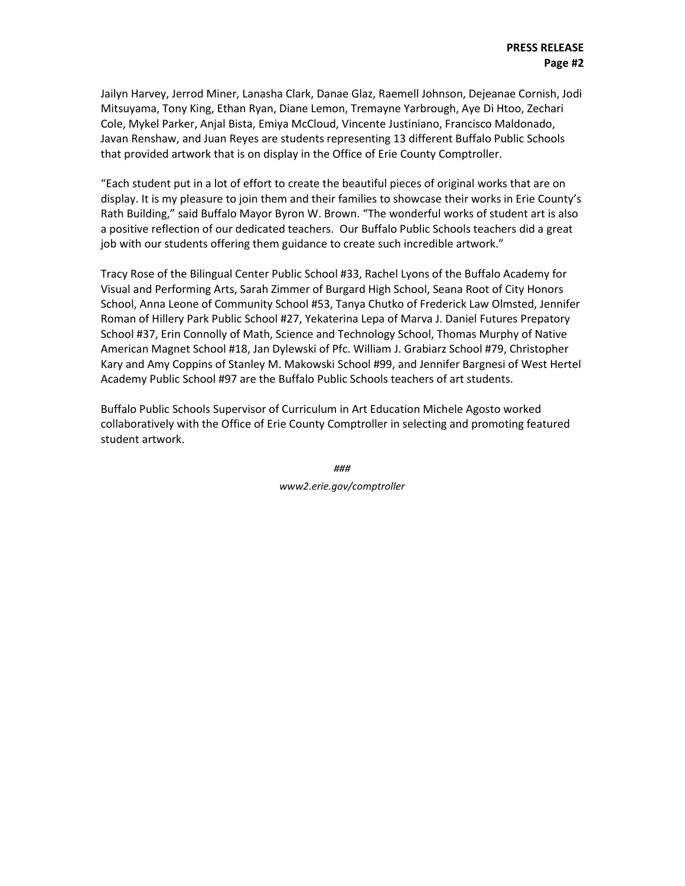Jailyn Harvey, Jerrod Miner, Lanasha Clark, Danae Glaz, Raemell Johnson, Dejeanae Cornish, Jodi Mitsuyama, Tony King, Ethan Ryan, Diane Lemon, Tremayne Yarbrough, Aye Di Htoo, Zechari Cole, Mykel Parker, Anjal Bista, Emiya McCloud, Vincente Justiniano, Francisco Maldonado, Javan Renshaw, and Juan Reyes are students representing 13 different Buffalo Public Schools that provided artwork that is on display in the Office of Erie County Comptroller.

"Each student put in a lot of effort to create the beautiful pieces of original works that are on display. It is my pleasure to join them and their families to showcase their works in Erie County's Rath Building," said Buffalo Mayor Byron W. Brown. "The wonderful works of student art is also a positive reflection of our dedicated teachers. Our Buffalo Public Schools teachers did a great job with our students offering them guidance to create such incredible artwork."

Tracy Rose of the Bilingual Center Public School #33, Rachel Lyons of the Buffalo Academy for Visual and Performing Arts, Sarah Zimmer of Burgard High School, Seana Root of City Honors School, Anna Leone of Community School #53, Tanya Chutko of Frederick Law Olmsted, Jennifer Roman of Hillery Park Public School #27, Yekaterina Lepa of Marva J. Daniel Futures Prepatory School #37, Erin Connolly of Math, Science and Technology School, Thomas Murphy of Native American Magnet School #18, Jan Dylewski of Pfc. William J. Grabiarz School #79, Christopher Kary and Amy Coppins of Stanley M. Makowski School #99, and Jennifer Bargnesi of West Hertel Academy Public School #97 are the Buffalo Public Schools teachers of art students.

Buffalo Public Schools Supervisor of Curriculum in Art Education Michele Agosto worked collaboratively with the Office of Erie County Comptroller in selecting and promoting featured student artwork.

*###*

*www2.erie.gov/comptroller*